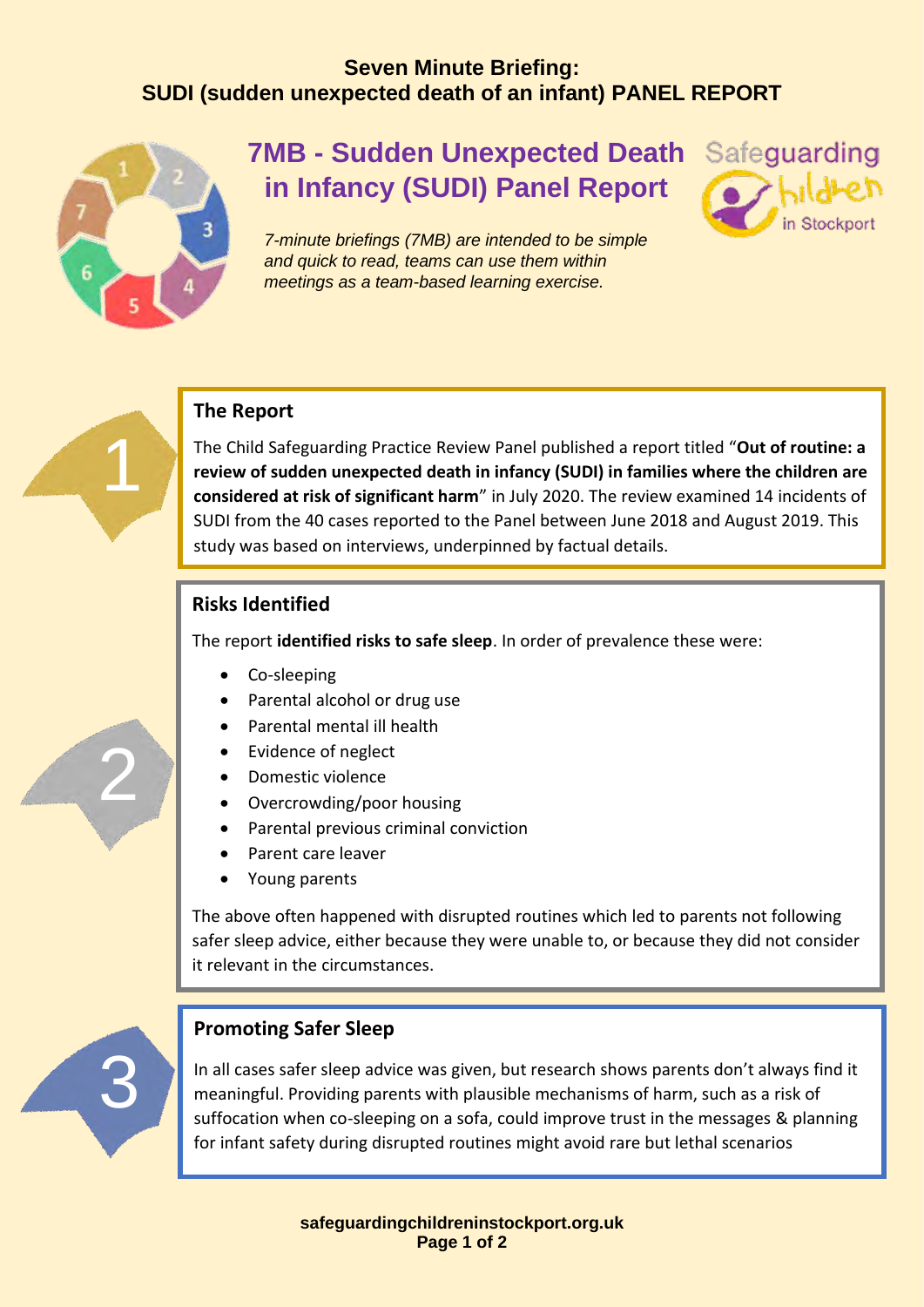# Seven Minute Briefing: SUDI (sudden unexpected death of an infant) PANEL REPORT

## 7MB - Sudden Unexpected Death in Infancy (SUDI) Panel Report

Safeguarding Children in Stockport

*7-minute briefings (7MB) are intended to be simple and quick to read, teams can use them within meetings as a team-based learning exercise.*

### 1 The Report

The Child Safeguarding Practice Review Panel published a report titled "**Out of routine: a review of sudden unexpected death in infancy (SUDI) in families where the children are considered at risk of significant harm**" in July 2020. The review examined 14 incidents of SUDI from the 40 cases reported to the Panel between June 2018 and August 2019. This study was based on interviews, underpinned by factual details.

### 2 Risks Identified

The report **identified risks to safe sleep**. In order of prevalence these were:

- Co-sleeping
- Parental alcohol or drug use
- Parental mental ill health
- Evidence of neglect
- Domestic violence
- Overcrowding/poor housing
- Parental previous criminal conviction
- Parent care leaver
- Young parents

The above often happened with disrupted routines which led to parents not following safer sleep advice, either because they were unable to, or because they did not consider it relevant in the circumstances.

### 3 Promoting Safer Sleep

In all cases safer sleep advice was given, but research shows parents don't always find it meaningful. Providing parents with plausible mechanisms of harm, such as a risk of suffocation when co-sleeping on a sofa, could improve trust in the messages & planning for infant safety during disrupted routines might avoid rare but lethal scenarios

safeguardingchildreninstockport.org.uk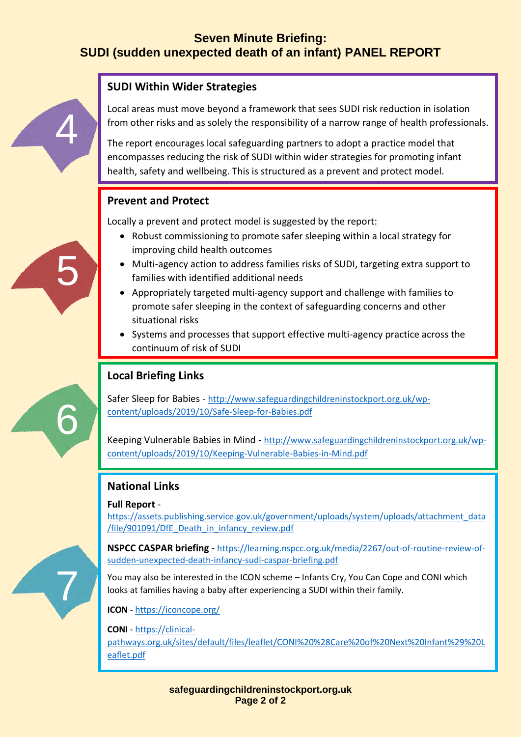# Seven Minute Briefing: SUDI (sudden unexpected death of an infant) PANEL REPORT

4

## SUDI Within Wider Strategies

Local areas must move beyond a framework that sees SUDI risk reduction in isolation from other risks and as solely the responsibility of a narrow range of health professionals.

The report encourages local safeguarding partners to adopt a practice model that encompasses reducing the risk of SUDI within wider strategies for promoting infant health, safety and wellbeing. This is structured as a prevent and protect model.

5

## Prevent and Protect

Locally a prevent and protect model is suggested by the report:

- Robust commissioning to promote safer sleeping within a local strategy for improving child health outcomes
- Multi-agency action to address families risks of SUDI, targeting extra support to families with identified additional needs
- Appropriately targeted multi-agency support and challenge with families to promote safer sleeping in the context of safeguarding concerns and other situational risks
- Systems and processes that support effective multi-agency practice across the continuum of risk of SUDI

6

## Local Briefing Links

Safer Sleep for Babies - http://www.safeguardingchildreninstockport.org.uk/wp-content/uploads/2019/10/Safe-Sleep-for-Babies.pdf

Keeping Vulnerable Babies in Mind - http://www.safeguardingchildreninstockport.org.uk/wp-content/uploads/2019/10/Keeping-Vulnerable-Babies-in-Mind.pdf

7

## National Links

**Full Report** - https://assets.publishing.service.gov.uk/government/uploads/system/uploads/attachment_data/file/901091/DfE_Death_in_infancy_review.pdf

**NSPCC CASPAR briefing** - https://learning.nspcc.org.uk/media/2267/out-of-routine-review-of-sudden-unexpected-death-infancy-sudi-caspar-briefing.pdf

You may also be interested in the ICON scheme – Infants Cry, You Can Cope and CONI which looks at families having a baby after experiencing a SUDI within their family.

**ICON** - https://iconcope.org/

**CONI** - https://clinical-pathways.org.uk/sites/default/files/leaflet/CONI%20%28Care%20of%20Next%20Infant%29%20Leaflet.pdf

safeguardingchildreninstockport.org.uk